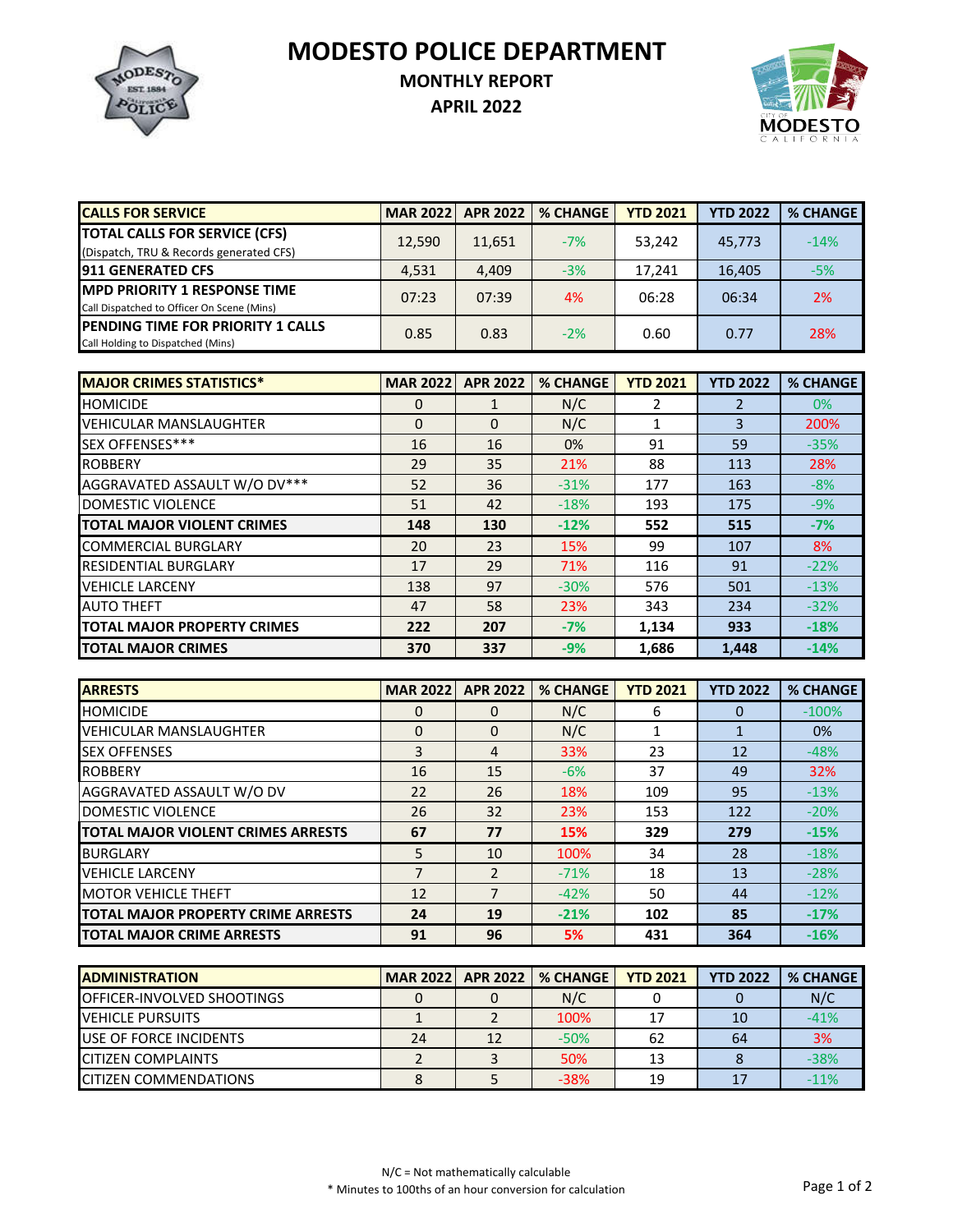# MODESTO POLICE DEPARTMENT

## MONTHLY REPORT

## APRIL 2022

| CALLS FOR SERVICE | MAR 2022 | APR 2022 | % CHANGE | YTD 2021 | YTD 2022 | % CHANGE |
|---|---|---|---|---|---|---|
| **TOTAL CALLS FOR SERVICE (CFS)** (Dispatch, TRU & Records generated CFS) | 12,590 | 11,651 | -7% | 53,242 | 45,773 | -14% |
| **911 GENERATED CFS** | 4,531 | 4,409 | -3% | 17,241 | 16,405 | -5% |
| **MPD PRIORITY 1 RESPONSE TIME** Call Dispatched to Officer On Scene (Mins) | 07:23 | 07:39 | 4% | 06:28 | 06:34 | 2% |
| **PENDING TIME FOR PRIORITY 1 CALLS** Call Holding to Dispatched (Mins) | 0.85 | 0.83 | -2% | 0.60 | 0.77 | 28% |

| MAJOR CRIMES STATISTICS* | MAR 2022 | APR 2022 | % CHANGE | YTD 2021 | YTD 2022 | % CHANGE |
|---|---|---|---|---|---|---|
| HOMICIDE | 0 | 1 | N/C | 2 | 2 | 0% |
| VEHICULAR MANSLAUGHTER | 0 | 0 | N/C | 1 | 3 | 200% |
| SEX OFFENSES*** | 16 | 16 | 0% | 91 | 59 | -35% |
| ROBBERY | 29 | 35 | 21% | 88 | 113 | 28% |
| AGGRAVATED ASSAULT W/O DV*** | 52 | 36 | -31% | 177 | 163 | -8% |
| DOMESTIC VIOLENCE | 51 | 42 | -18% | 193 | 175 | -9% |
| **TOTAL MAJOR VIOLENT CRIMES** | **148** | **130** | **-12%** | **552** | **515** | **-7%** |
| COMMERCIAL BURGLARY | 20 | 23 | 15% | 99 | 107 | 8% |
| RESIDENTIAL BURGLARY | 17 | 29 | 71% | 116 | 91 | -22% |
| VEHICLE LARCENY | 138 | 97 | -30% | 576 | 501 | -13% |
| AUTO THEFT | 47 | 58 | 23% | 343 | 234 | -32% |
| **TOTAL MAJOR PROPERTY CRIMES** | **222** | **207** | **-7%** | **1,134** | **933** | **-18%** |
| **TOTAL MAJOR CRIMES** | **370** | **337** | **-9%** | **1,686** | **1,448** | **-14%** |

| ARRESTS | MAR 2022 | APR 2022 | % CHANGE | YTD 2021 | YTD 2022 | % CHANGE |
|---|---|---|---|---|---|---|
| HOMICIDE | 0 | 0 | N/C | 6 | 0 | -100% |
| VEHICULAR MANSLAUGHTER | 0 | 0 | N/C | 1 | 1 | 0% |
| SEX OFFENSES | 3 | 4 | 33% | 23 | 12 | -48% |
| ROBBERY | 16 | 15 | -6% | 37 | 49 | 32% |
| AGGRAVATED ASSAULT W/O DV | 22 | 26 | 18% | 109 | 95 | -13% |
| DOMESTIC VIOLENCE | 26 | 32 | 23% | 153 | 122 | -20% |
| **TOTAL MAJOR VIOLENT CRIMES ARRESTS** | **67** | **77** | **15%** | **329** | **279** | **-15%** |
| BURGLARY | 5 | 10 | 100% | 34 | 28 | -18% |
| VEHICLE LARCENY | 7 | 2 | -71% | 18 | 13 | -28% |
| MOTOR VEHICLE THEFT | 12 | 7 | -42% | 50 | 44 | -12% |
| **TOTAL MAJOR PROPERTY CRIME ARRESTS** | **24** | **19** | **-21%** | **102** | **85** | **-17%** |
| **TOTAL MAJOR CRIME ARRESTS** | **91** | **96** | **5%** | **431** | **364** | **-16%** |

| ADMINISTRATION | MAR 2022 | APR 2022 | % CHANGE | YTD 2021 | YTD 2022 | % CHANGE |
|---|---|---|---|---|---|---|
| OFFICER-INVOLVED SHOOTINGS | 0 | 0 | N/C | 0 | 0 | N/C |
| VEHICLE PURSUITS | 1 | 2 | 100% | 17 | 10 | -41% |
| USE OF FORCE INCIDENTS | 24 | 12 | -50% | 62 | 64 | 3% |
| CITIZEN COMPLAINTS | 2 | 3 | 50% | 13 | 8 | -38% |
| CITIZEN COMMENDATIONS | 8 | 5 | -38% | 19 | 17 | -11% |

N/C = Not mathematically calculable

\* Minutes to 100ths of an hour conversion for calculation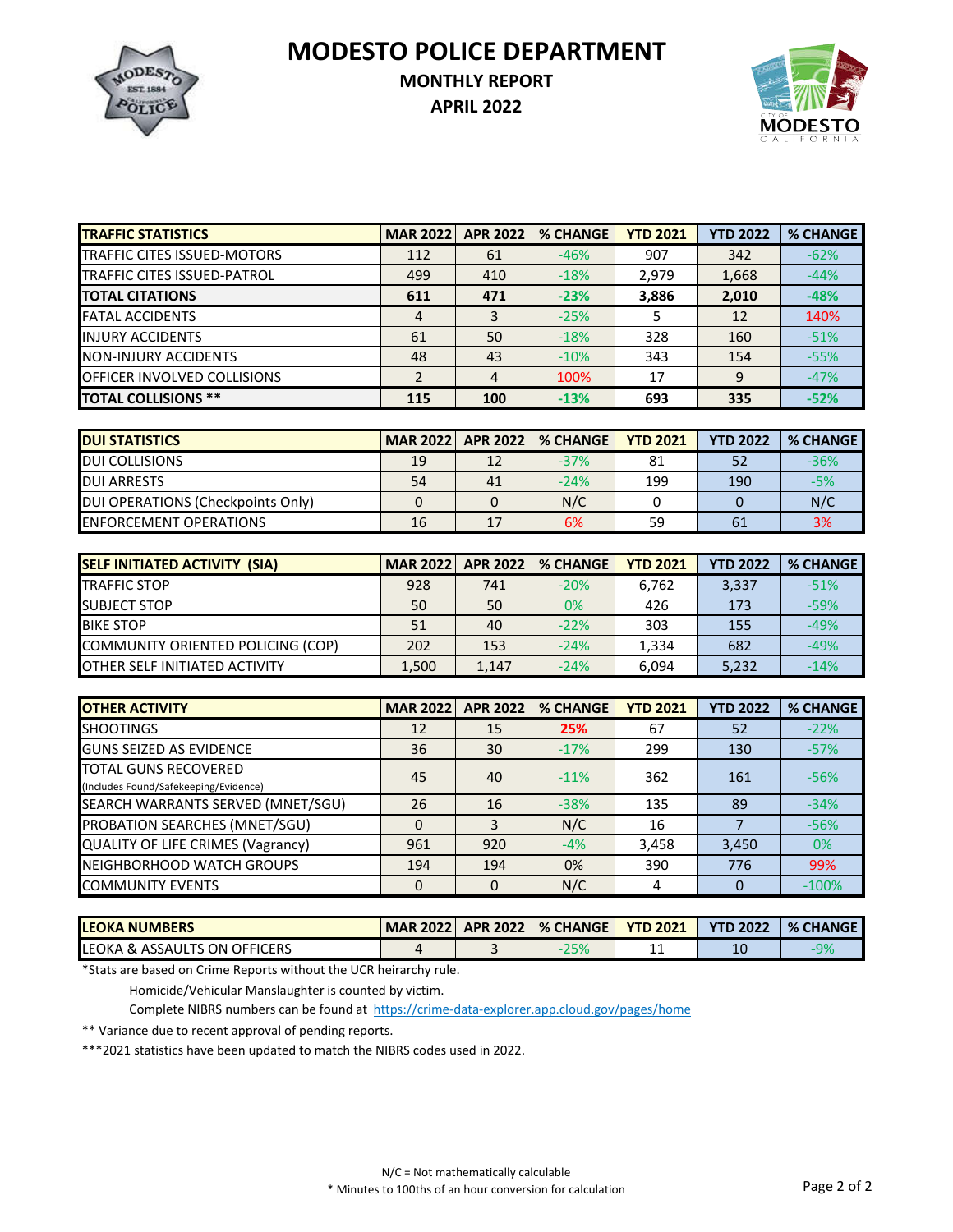# MODESTO POLICE DEPARTMENT

**MONTHLY REPORT**

**APRIL 2022**

| TRAFFIC STATISTICS | MAR 2022 | APR 2022 | % CHANGE | YTD 2021 | YTD 2022 | % CHANGE |
|---|---|---|---|---|---|---|
| TRAFFIC CITES ISSUED-MOTORS | 112 | 61 | -46% | 907 | 342 | -62% |
| TRAFFIC CITES ISSUED-PATROL | 499 | 410 | -18% | 2,979 | 1,668 | -44% |
| **TOTAL CITATIONS** | **611** | **471** | **-23%** | **3,886** | **2,010** | **-48%** |
| FATAL ACCIDENTS | 4 | 3 | -25% | 5 | 12 | 140% |
| INJURY ACCIDENTS | 61 | 50 | -18% | 328 | 160 | -51% |
| NON-INJURY ACCIDENTS | 48 | 43 | -10% | 343 | 154 | -55% |
| OFFICER INVOLVED COLLISIONS | 2 | 4 | 100% | 17 | 9 | -47% |
| **TOTAL COLLISIONS \*\*** | **115** | **100** | **-13%** | **693** | **335** | **-52%** |

| DUI STATISTICS | MAR 2022 | APR 2022 | % CHANGE | YTD 2021 | YTD 2022 | % CHANGE |
|---|---|---|---|---|---|---|
| DUI COLLISIONS | 19 | 12 | -37% | 81 | 52 | -36% |
| DUI ARRESTS | 54 | 41 | -24% | 199 | 190 | -5% |
| DUI OPERATIONS (Checkpoints Only) | 0 | 0 | N/C | 0 | 0 | N/C |
| ENFORCEMENT OPERATIONS | 16 | 17 | 6% | 59 | 61 | 3% |

| SELF INITIATED ACTIVITY (SIA) | MAR 2022 | APR 2022 | % CHANGE | YTD 2021 | YTD 2022 | % CHANGE |
|---|---|---|---|---|---|---|
| TRAFFIC STOP | 928 | 741 | -20% | 6,762 | 3,337 | -51% |
| SUBJECT STOP | 50 | 50 | 0% | 426 | 173 | -59% |
| BIKE STOP | 51 | 40 | -22% | 303 | 155 | -49% |
| COMMUNITY ORIENTED POLICING (COP) | 202 | 153 | -24% | 1,334 | 682 | -49% |
| OTHER SELF INITIATED ACTIVITY | 1,500 | 1,147 | -24% | 6,094 | 5,232 | -14% |

| OTHER ACTIVITY | MAR 2022 | APR 2022 | % CHANGE | YTD 2021 | YTD 2022 | % CHANGE |
|---|---|---|---|---|---|---|
| SHOOTINGS | 12 | 15 | **25%** | 67 | 52 | -22% |
| GUNS SEIZED AS EVIDENCE | 36 | 30 | -17% | 299 | 130 | -57% |
| TOTAL GUNS RECOVERED (Includes Found/Safekeeping/Evidence) | 45 | 40 | -11% | 362 | 161 | -56% |
| SEARCH WARRANTS SERVED (MNET/SGU) | 26 | 16 | -38% | 135 | 89 | -34% |
| PROBATION SEARCHES (MNET/SGU) | 0 | 3 | N/C | 16 | 7 | -56% |
| QUALITY OF LIFE CRIMES (Vagrancy) | 961 | 920 | -4% | 3,458 | 3,450 | 0% |
| NEIGHBORHOOD WATCH GROUPS | 194 | 194 | 0% | 390 | 776 | 99% |
| COMMUNITY EVENTS | 0 | 0 | N/C | 4 | 0 | -100% |

| LEOKA NUMBERS | MAR 2022 | APR 2022 | % CHANGE | YTD 2021 | YTD 2022 | % CHANGE |
|---|---|---|---|---|---|---|
| LEOKA & ASSAULTS ON OFFICERS | 4 | 3 | -25% | 11 | 10 | -9% |

*Stats are based on Crime Reports without the UCR heirarchy rule.

Homicide/Vehicular Manslaughter is counted by victim.

Complete NIBRS numbers can be found at https://crime-data-explorer.app.cloud.gov/pages/home

** Variance due to recent approval of pending reports.

***2021 statistics have been updated to match the NIBRS codes used in 2022.

N/C = Not mathematically calculable

* Minutes to 100ths of an hour conversion for calculation